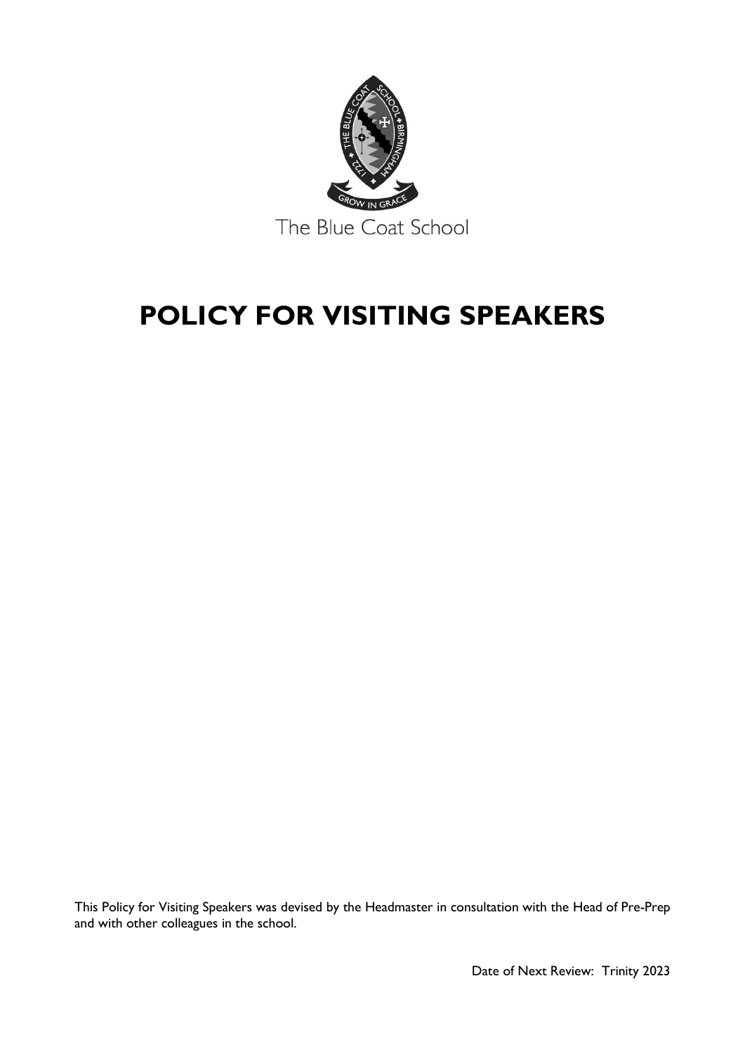The Blue Coat School

# POLICY FOR VISITING SPEAKERS

This Policy for Visiting Speakers was devised by the Headmaster in consultation with the Head of Pre-Prep and with other colleagues in the school.

Date of Next Review: Trinity 2023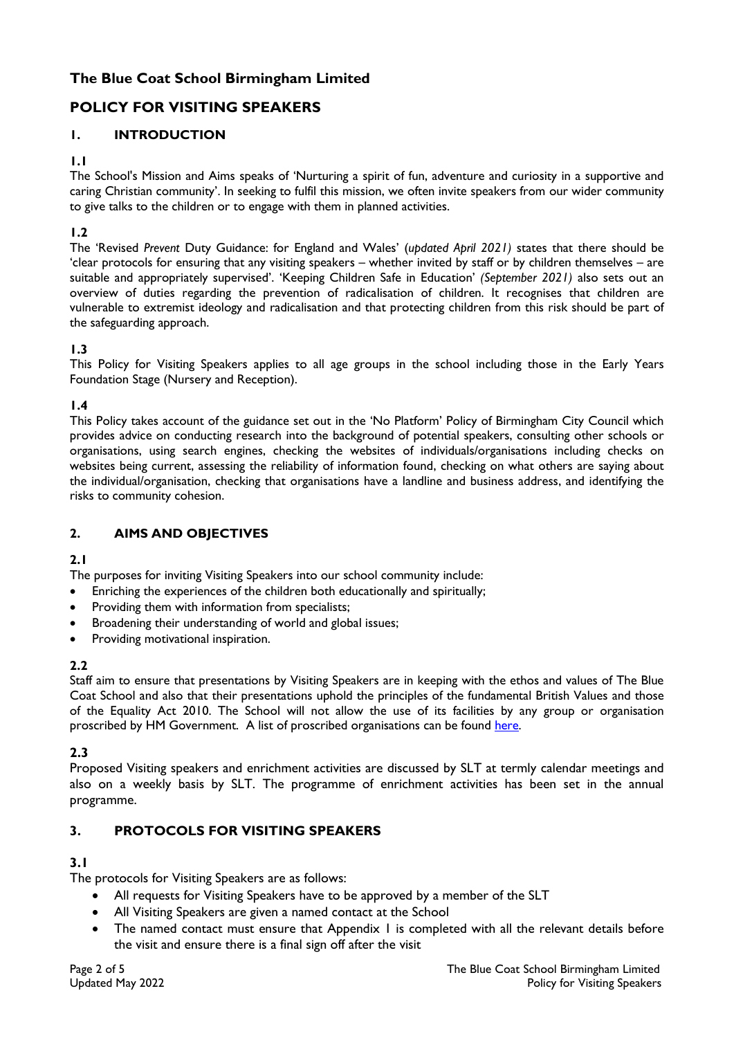# The Blue Coat School Birmingham Limited

## POLICY FOR VISITING SPEAKERS

### 1. INTRODUCTION

**1.1**

The School's Mission and Aims speaks of 'Nurturing a spirit of fun, adventure and curiosity in a supportive and caring Christian community'. In seeking to fulfil this mission, we often invite speakers from our wider community to give talks to the children or to engage with them in planned activities.

**1.2**

The 'Revised *Prevent* Duty Guidance: for England and Wales' (*updated April 2021)* states that there should be 'clear protocols for ensuring that any visiting speakers – whether invited by staff or by children themselves – are suitable and appropriately supervised'. 'Keeping Children Safe in Education' *(September 2021)* also sets out an overview of duties regarding the prevention of radicalisation of children. It recognises that children are vulnerable to extremist ideology and radicalisation and that protecting children from this risk should be part of the safeguarding approach.

**1.3**

This Policy for Visiting Speakers applies to all age groups in the school including those in the Early Years Foundation Stage (Nursery and Reception).

**1.4**

This Policy takes account of the guidance set out in the 'No Platform' Policy of Birmingham City Council which provides advice on conducting research into the background of potential speakers, consulting other schools or organisations, using search engines, checking the websites of individuals/organisations including checks on websites being current, assessing the reliability of information found, checking on what others are saying about the individual/organisation, checking that organisations have a landline and business address, and identifying the risks to community cohesion.

### 2. AIMS AND OBJECTIVES

**2.1**

The purposes for inviting Visiting Speakers into our school community include:

- Enriching the experiences of the children both educationally and spiritually;
- Providing them with information from specialists;
- Broadening their understanding of world and global issues;
- Providing motivational inspiration.

**2.2**

Staff aim to ensure that presentations by Visiting Speakers are in keeping with the ethos and values of The Blue Coat School and also that their presentations uphold the principles of the fundamental British Values and those of the Equality Act 2010. The School will not allow the use of its facilities by any group or organisation proscribed by HM Government. A list of proscribed organisations can be found here.

**2.3**

Proposed Visiting speakers and enrichment activities are discussed by SLT at termly calendar meetings and also on a weekly basis by SLT. The programme of enrichment activities has been set in the annual programme.

### 3. PROTOCOLS FOR VISITING SPEAKERS

**3.1**

The protocols for Visiting Speakers are as follows:

- All requests for Visiting Speakers have to be approved by a member of the SLT
- All Visiting Speakers are given a named contact at the School
- The named contact must ensure that Appendix 1 is completed with all the relevant details before the visit and ensure there is a final sign off after the visit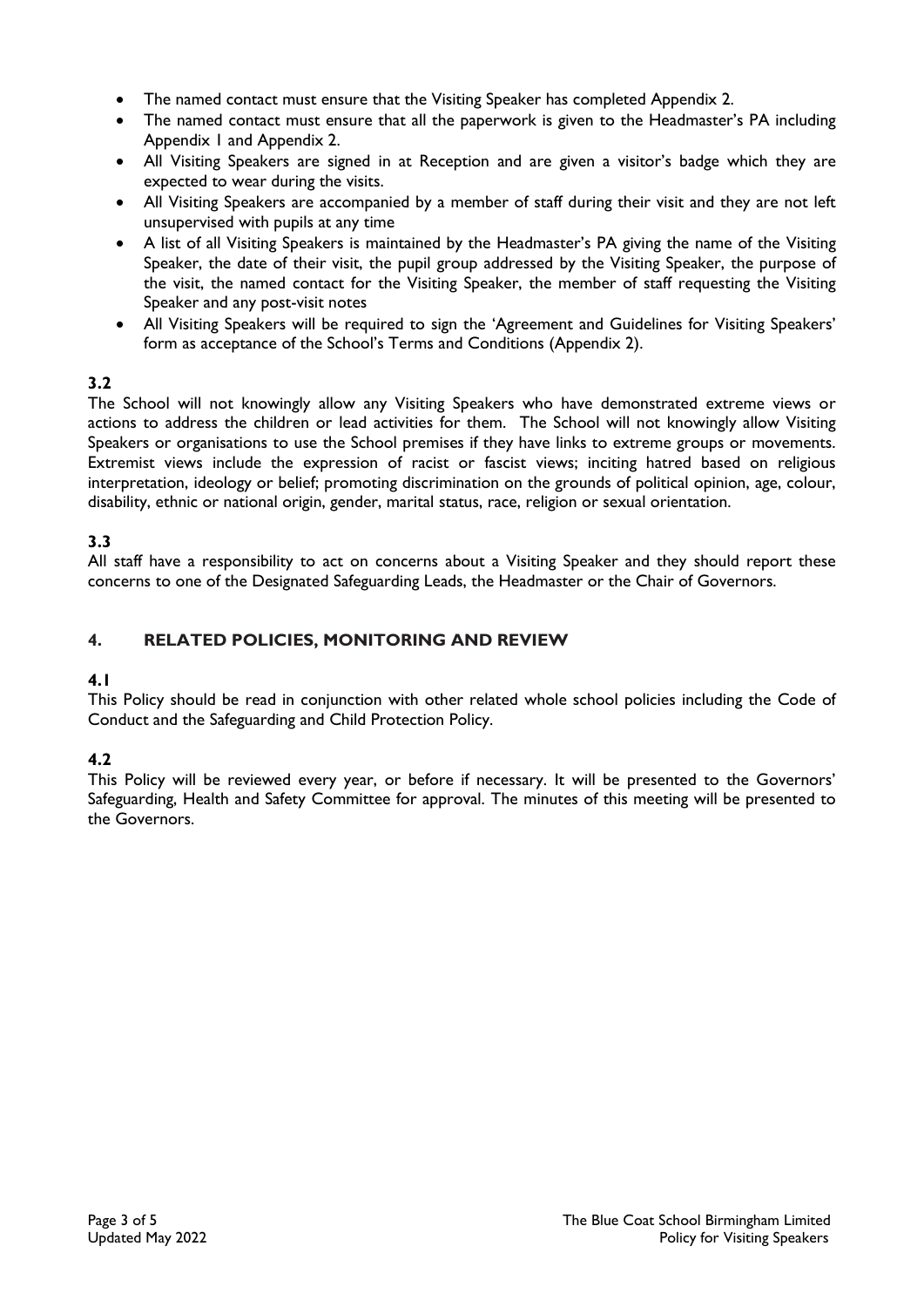- The named contact must ensure that the Visiting Speaker has completed Appendix 2.
- The named contact must ensure that all the paperwork is given to the Headmaster's PA including Appendix 1 and Appendix 2.
- All Visiting Speakers are signed in at Reception and are given a visitor's badge which they are expected to wear during the visits.
- All Visiting Speakers are accompanied by a member of staff during their visit and they are not left unsupervised with pupils at any time
- A list of all Visiting Speakers is maintained by the Headmaster's PA giving the name of the Visiting Speaker, the date of their visit, the pupil group addressed by the Visiting Speaker, the purpose of the visit, the named contact for the Visiting Speaker, the member of staff requesting the Visiting Speaker and any post-visit notes
- All Visiting Speakers will be required to sign the 'Agreement and Guidelines for Visiting Speakers' form as acceptance of the School's Terms and Conditions (Appendix 2).

**3.2**

The School will not knowingly allow any Visiting Speakers who have demonstrated extreme views or actions to address the children or lead activities for them. The School will not knowingly allow Visiting Speakers or organisations to use the School premises if they have links to extreme groups or movements. Extremist views include the expression of racist or fascist views; inciting hatred based on religious interpretation, ideology or belief; promoting discrimination on the grounds of political opinion, age, colour, disability, ethnic or national origin, gender, marital status, race, religion or sexual orientation.

**3.3**

All staff have a responsibility to act on concerns about a Visiting Speaker and they should report these concerns to one of the Designated Safeguarding Leads, the Headmaster or the Chair of Governors.

## 4. RELATED POLICIES, MONITORING AND REVIEW

**4.1**

This Policy should be read in conjunction with other related whole school policies including the Code of Conduct and the Safeguarding and Child Protection Policy.

**4.2**

This Policy will be reviewed every year, or before if necessary. It will be presented to the Governors' Safeguarding, Health and Safety Committee for approval. The minutes of this meeting will be presented to the Governors.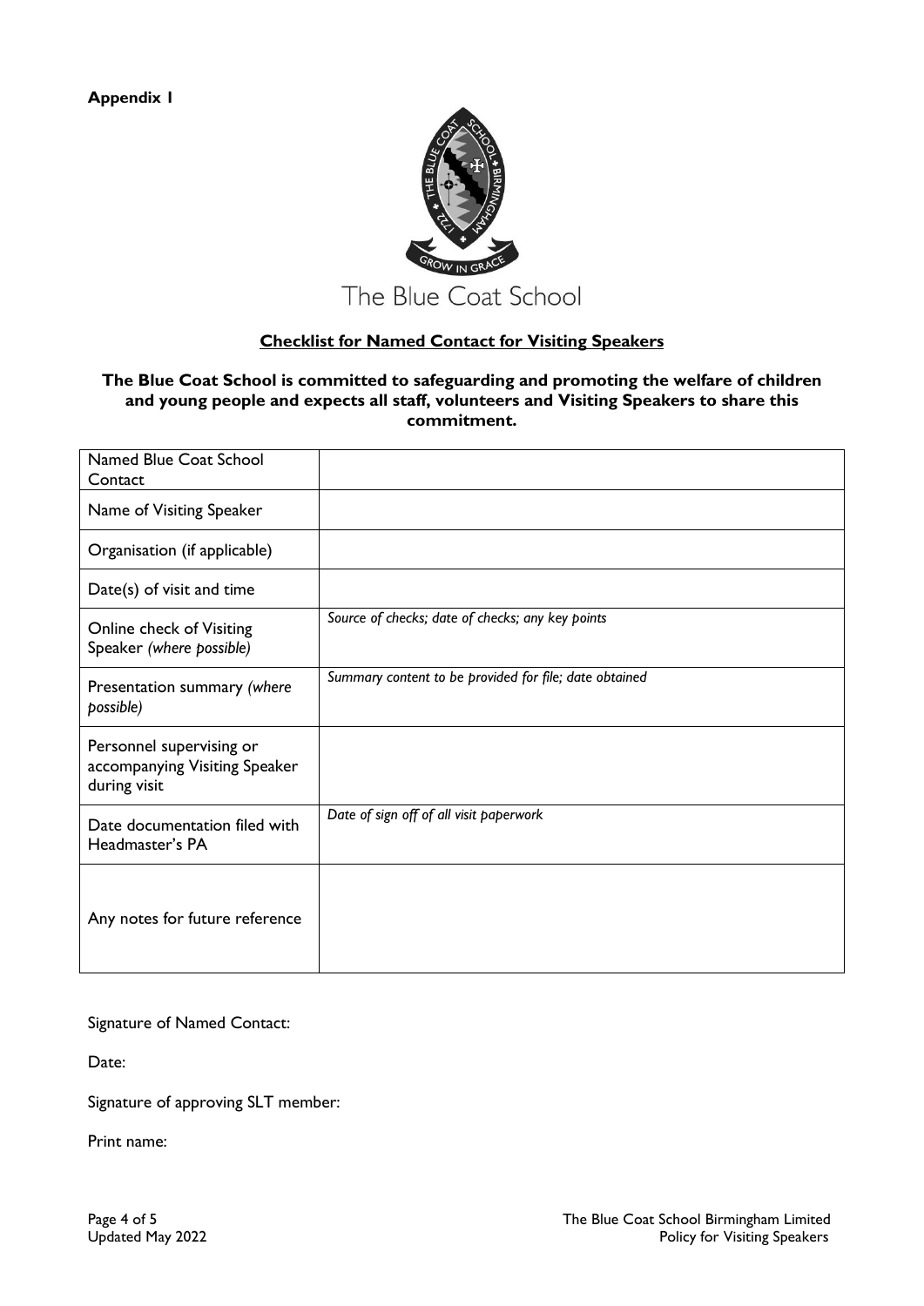**Appendix 1**

The Blue Coat School

## Checklist for Named Contact for Visiting Speakers

**The Blue Coat School is committed to safeguarding and promoting the welfare of children and young people and expects all staff, volunteers and Visiting Speakers to share this commitment.**

| | |
|---|---|
| Named Blue Coat School Contact | |
| Name of Visiting Speaker | |
| Organisation (if applicable) | |
| Date(s) of visit and time | |
| Online check of Visiting Speaker *(where possible)* | *Source of checks; date of checks; any key points* |
| Presentation summary *(where possible)* | *Summary content to be provided for file; date obtained* |
| Personnel supervising or accompanying Visiting Speaker during visit | |
| Date documentation filed with Headmaster's PA | *Date of sign off of all visit paperwork* |
| Any notes for future reference | |

Signature of Named Contact:

Date:

Signature of approving SLT member:

Print name: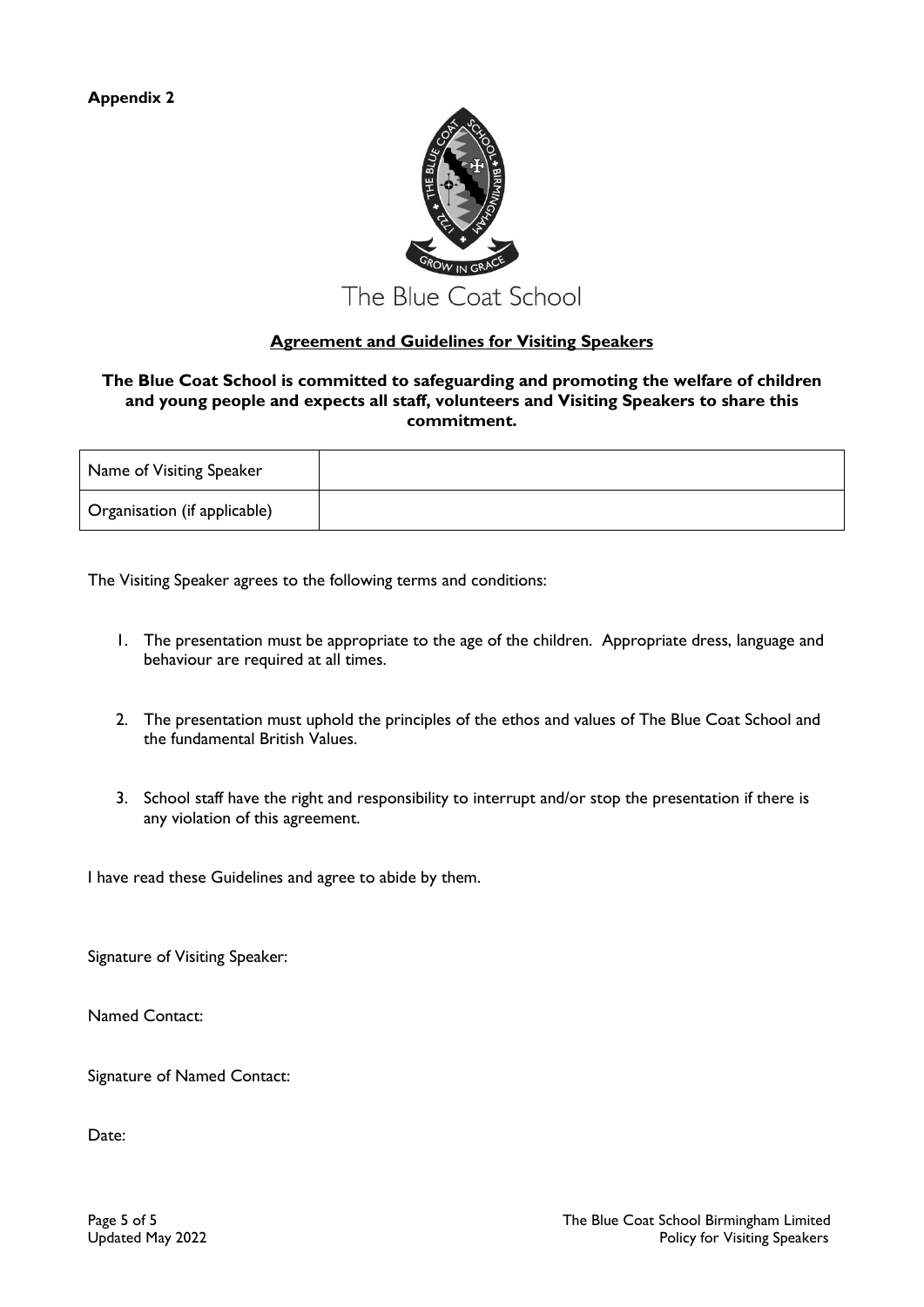**Appendix 2**

The Blue Coat School

## Agreement and Guidelines for Visiting Speakers

**The Blue Coat School is committed to safeguarding and promoting the welfare of children and young people and expects all staff, volunteers and Visiting Speakers to share this commitment.**

| | |
|---|---|
| Name of Visiting Speaker | |
| Organisation (if applicable) | |

The Visiting Speaker agrees to the following terms and conditions:

1. The presentation must be appropriate to the age of the children. Appropriate dress, language and behaviour are required at all times.
2. The presentation must uphold the principles of the ethos and values of The Blue Coat School and the fundamental British Values.
3. School staff have the right and responsibility to interrupt and/or stop the presentation if there is any violation of this agreement.

I have read these Guidelines and agree to abide by them.

Signature of Visiting Speaker:

Named Contact:

Signature of Named Contact:

Date: